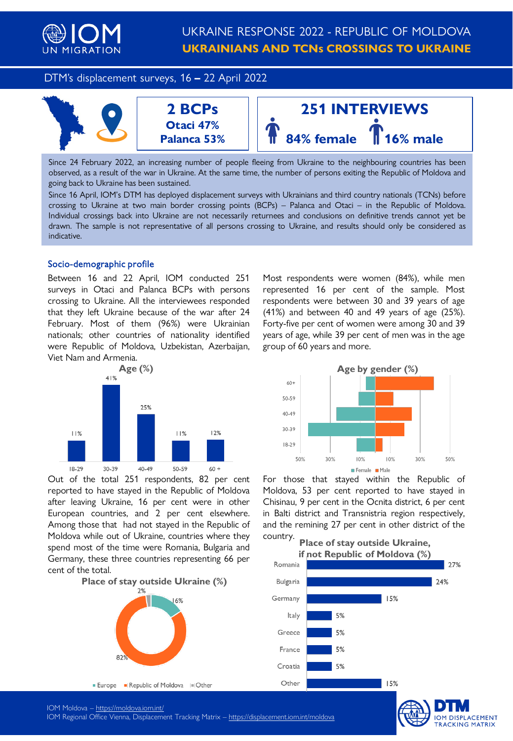IOM UN MIGRATION

# UKRAINE RESPONSE 2022 - REPUBLIC OF MOLDOVA
## UKRAINIANS AND TCNs CROSSINGS TO UKRAINE

DTM's displacement surveys, 16 – 22 April 2022

**2 BCPs**
**Otaci 47%**
**Palanca 53%**

**251 INTERVIEWS**
**84% female** **16% male**

Since 24 February 2022, an increasing number of people fleeing from Ukraine to the neighbouring countries has been observed, as a result of the war in Ukraine. At the same time, the number of persons exiting the Republic of Moldova and going back to Ukraine has been sustained.

Since 16 April, IOM's DTM has deployed displacement surveys with Ukrainians and third country nationals (TCNs) before crossing to Ukraine at two main border crossing points (BCPs) – Palanca and Otaci – in the Republic of Moldova. Individual crossings back into Ukraine are not necessarily returnees and conclusions on definitive trends cannot yet be drawn. The sample is not representative of all persons crossing to Ukraine, and results should only be considered as indicative.

### Socio-demographic profile

Between 16 and 22 April, IOM conducted 251 surveys in Otaci and Palanca BCPs with persons crossing to Ukraine. All the interviewees responded that they left Ukraine because of the war after 24 February. Most of them (96%) were Ukrainian nationals; other countries of nationality identified were Republic of Moldova, Uzbekistan, Azerbaijan, Viet Nam and Armenia.

**Age (%)**

| Age | % |
|---|---|
| 18-29 | 11% |
| 30-39 | 41% |
| 40-49 | 25% |
| 50-59 | 11% |
| 60 + | 12% |

Most respondents were women (84%), while men represented 16 per cent of the sample. Most respondents were between 30 and 39 years of age (41%) and between 40 and 49 years of age (25%). Forty-five per cent of women were among 30 and 39 years of age, while 39 per cent of men was in the age group of 60 years and more.

**Age by gender (%)**

Age groups: 60+, 50-59, 40-49, 30-39, 18-29 (Female / Male)

Out of the total 251 respondents, 82 per cent reported to have stayed in the Republic of Moldova after leaving Ukraine, 16 per cent were in other European countries, and 2 per cent elsewhere. Among those that had not stayed in the Republic of Moldova while out of Ukraine, countries where they spend most of the time were Romania, Bulgaria and Germany, these three countries representing 66 per cent of the total.

**Place of stay outside Ukraine (%)**

| Place | % |
|---|---|
| Europe | 16% |
| Republic of Moldova | 82% |
| Other | 2% |

For those that stayed within the Republic of Moldova, 53 per cent reported to have stayed in Chisinau, 9 per cent in the Ocnita district, 6 per cent in Balti district and Transnistria region respectively, and the remining 27 per cent in other district of the country.

**Place of stay outside Ukraine, if not Republic of Moldova (%)**

| Country | % |
|---|---|
| Romania | 27% |
| Bulgaria | 24% |
| Germany | 15% |
| Italy | 5% |
| Greece | 5% |
| France | 5% |
| Croatia | 5% |
| Other | 15% |

IOM Moldova – https://moldova.iom.int/
IOM Regional Office Vienna, Displacement Tracking Matrix – https://displacement.iom.int/moldova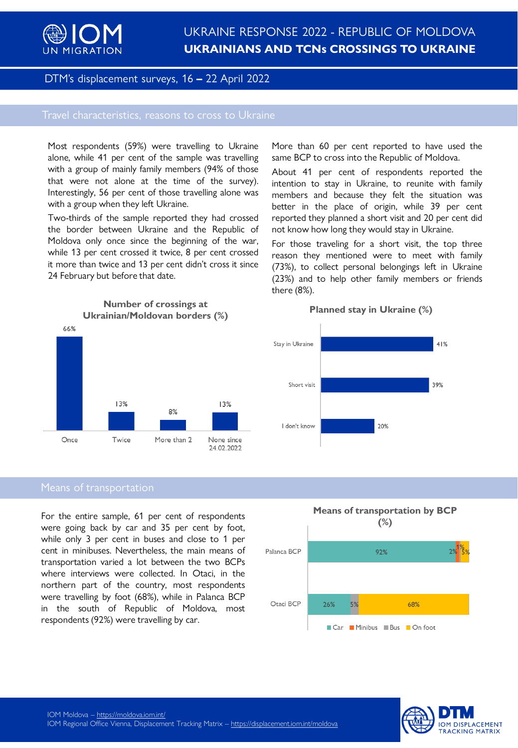# UKRAINE RESPONSE 2022 - REPUBLIC OF MOLDOVA
## UKRAINIANS AND TCNs CROSSINGS TO UKRAINE

DTM's displacement surveys, 16 – 22 April 2022

## Travel characteristics, reasons to cross to Ukraine

Most respondents (59%) were travelling to Ukraine alone, while 41 per cent of the sample was travelling with a group of mainly family members (94% of those that were not alone at the time of the survey). Interestingly, 56 per cent of those travelling alone was with a group when they left Ukraine.

Two-thirds of the sample reported they had crossed the border between Ukraine and the Republic of Moldova only once since the beginning of the war, while 13 per cent crossed it twice, 8 per cent crossed it more than twice and 13 per cent didn't cross it since 24 February but before that date.

More than 60 per cent reported to have used the same BCP to cross into the Republic of Moldova.

About 41 per cent of respondents reported the intention to stay in Ukraine, to reunite with family members and because they felt the situation was better in the place of origin, while 39 per cent reported they planned a short visit and 20 per cent did not know how long they would stay in Ukraine.

For those traveling for a short visit, the top three reason they mentioned were to meet with family (73%), to collect personal belongings left in Ukraine (23%) and to help other family members or friends there (8%).

**Number of crossings at Ukrainian/Moldovan borders (%)**

| Once | Twice | More than 2 | None since 24.02.2022 |
|---|---|---|---|
| 66% | 13% | 8% | 13% |

**Planned stay in Ukraine (%)**

| Stay in Ukraine | Short visit | I don't know |
|---|---|---|
| 41% | 39% | 20% |

## Means of transportation

For the entire sample, 61 per cent of respondents were going back by car and 35 per cent by foot, while only 3 per cent in buses and close to 1 per cent in minibuses. Nevertheless, the main means of transportation varied a lot between the two BCPs where interviews were collected. In Otaci, in the northern part of the country, most respondents were travelling by foot (68%), while in Palanca BCP in the south of Republic of Moldova, most respondents (92%) were travelling by car.

**Means of transportation by BCP (%)**

| BCP | Car | Minibus | Bus | On foot |
|---|---|---|---|---|
| Palanca BCP | 92% | 2% | 1% | 5% |
| Otaci BCP | 26% | | 5% | 68% |

IOM Moldova – https://moldova.iom.int/
IOM Regional Office Vienna, Displacement Tracking Matrix – https://displacement.iom.int/moldova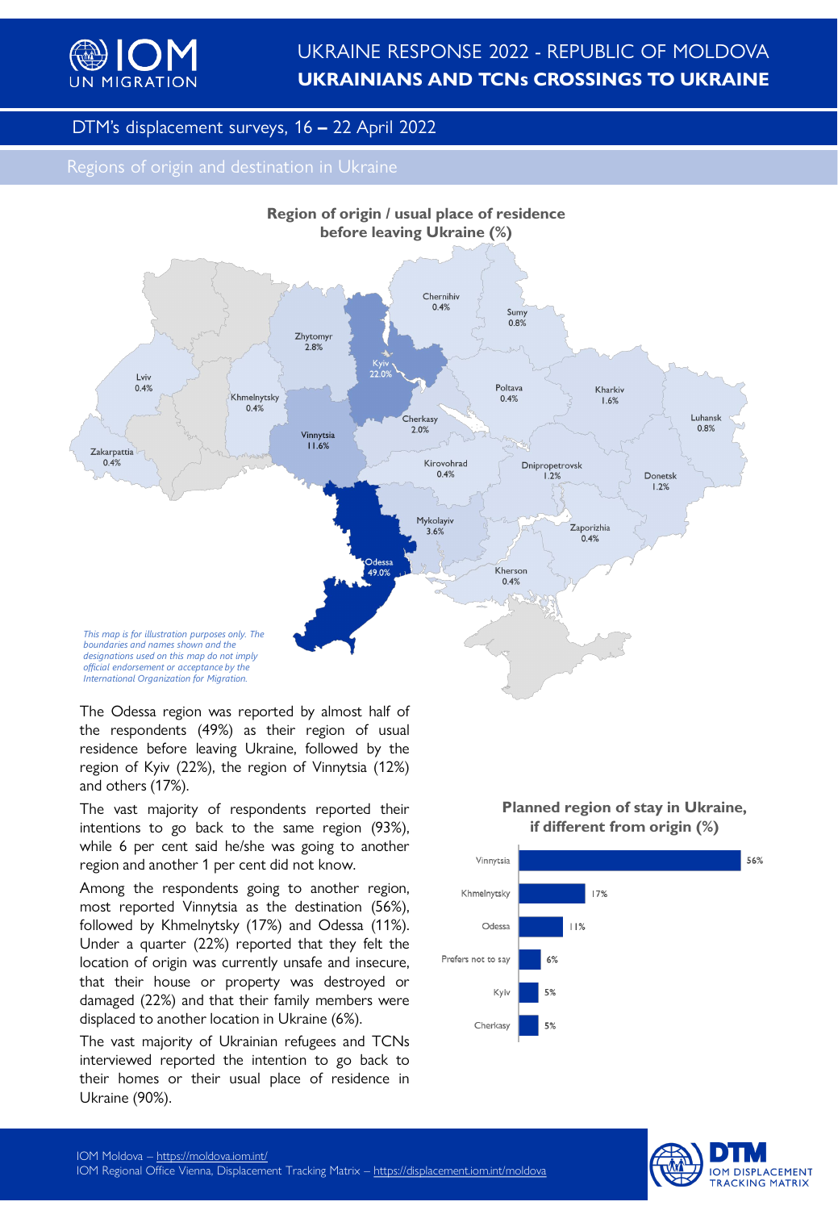# UKRAINE RESPONSE 2022 - REPUBLIC OF MOLDOVA
## UKRAINIANS AND TCNs CROSSINGS TO UKRAINE

DTM's displacement surveys, 16 – 22 April 2022

### Regions of origin and destination in Ukraine

**Region of origin / usual place of residence before leaving Ukraine (%)**

| Region | % |
|---|---|
| Chernihiv | 0.4% |
| Sumy | 0.8% |
| Zhytomyr | 2.8% |
| Kyiv | 22.0% |
| Lviv | 0.4% |
| Khmelnytsky | 0.4% |
| Poltava | 0.4% |
| Kharkiv | 1.6% |
| Luhansk | 0.8% |
| Cherkasy | 2.0% |
| Vinnytsia | 11.6% |
| Zakarpattia | 0.4% |
| Kirovohrad | 0.4% |
| Dnipropetrovsk | 1.2% |
| Donetsk | 1.2% |
| Mykolayiv | 3.6% |
| Zaporizhia | 0.4% |
| Odessa | 49.0% |
| Kherson | 0.4% |

*This map is for illustration purposes only. The boundaries and names shown and the designations used on this map do not imply official endorsement or acceptance by the International Organization for Migration.*

The Odessa region was reported by almost half of the respondents (49%) as their region of usual residence before leaving Ukraine, followed by the region of Kyiv (22%), the region of Vinnytsia (12%) and others (17%).

The vast majority of respondents reported their intentions to go back to the same region (93%), while 6 per cent said he/she was going to another region and another 1 per cent did not know.

Among the respondents going to another region, most reported Vinnytsia as the destination (56%), followed by Khmelnytsky (17%) and Odessa (11%). Under a quarter (22%) reported that they felt the location of origin was currently unsafe and insecure, that their house or property was destroyed or damaged (22%) and that their family members were displaced to another location in Ukraine (6%).

The vast majority of Ukrainian refugees and TCNs interviewed reported the intention to go back to their homes or their usual place of residence in Ukraine (90%).

**Planned region of stay in Ukraine, if different from origin (%)**

| Region | % |
|---|---|
| Vinnytsia | 56% |
| Khmelnytsky | 17% |
| Odessa | 11% |
| Prefers not to say | 6% |
| Kyiv | 5% |
| Cherkasy | 5% |

IOM Moldova – https://moldova.iom.int/
IOM Regional Office Vienna, Displacement Tracking Matrix – https://displacement.iom.int/moldova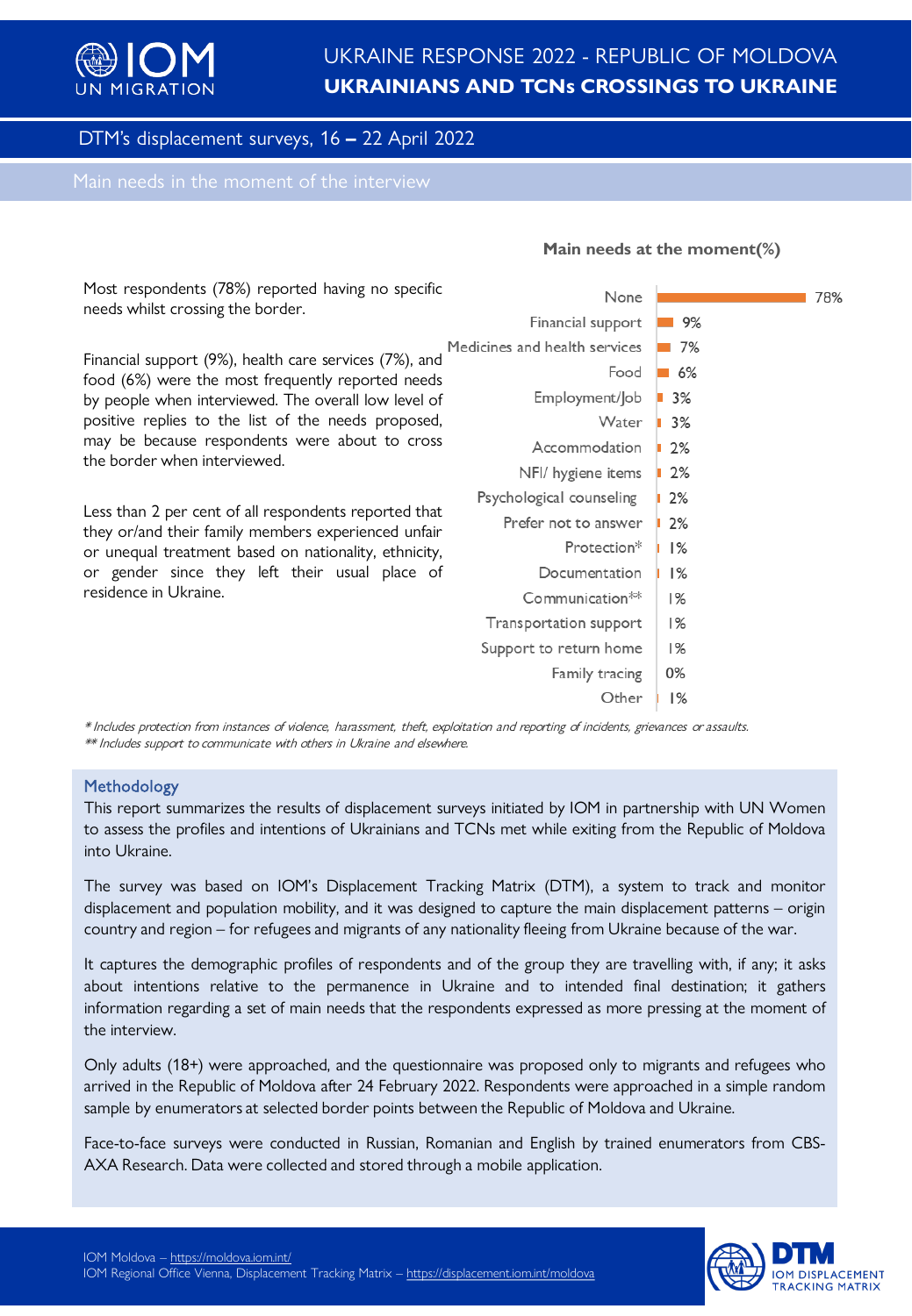# UKRAINE RESPONSE 2022 - REPUBLIC OF MOLDOVA
## UKRAINIANS AND TCNs CROSSINGS TO UKRAINE

DTM's displacement surveys, 16 – 22 April 2022

## Main needs in the moment of the interview

Most respondents (78%) reported having no specific needs whilst crossing the border.

Financial support (9%), health care services (7%), and food (6%) were the most frequently reported needs by people when interviewed. The overall low level of positive replies to the list of the needs proposed, may be because respondents were about to cross the border when interviewed.

Less than 2 per cent of all respondents reported that they or/and their family members experienced unfair or unequal treatment based on nationality, ethnicity, or gender since they left their usual place of residence in Ukraine.

**Main needs at the moment(%)**

None 78%
Financial support 9%
Medicines and health services 7%
Food 6%
Employment/Job 3%
Water 3%
Accommodation 2%
NFI/ hygiene items 2%
Psychological counseling 2%
Prefer not to answer 2%
Protection* 1%
Documentation 1%
Communication** 1%
Transportation support 1%
Support to return home 1%
Family tracing 0%
Other 1%

*\* Includes protection from instances of violence, harassment, theft, exploitation and reporting of incidents, grievances or assaults.*
*\*\* Includes support to communicate with others in Ukraine and elsewhere.*

### Methodology

This report summarizes the results of displacement surveys initiated by IOM in partnership with UN Women to assess the profiles and intentions of Ukrainians and TCNs met while exiting from the Republic of Moldova into Ukraine.

The survey was based on IOM's Displacement Tracking Matrix (DTM), a system to track and monitor displacement and population mobility, and it was designed to capture the main displacement patterns – origin country and region – for refugees and migrants of any nationality fleeing from Ukraine because of the war.

It captures the demographic profiles of respondents and of the group they are travelling with, if any; it asks about intentions relative to the permanence in Ukraine and to intended final destination; it gathers information regarding a set of main needs that the respondents expressed as more pressing at the moment of the interview.

Only adults (18+) were approached, and the questionnaire was proposed only to migrants and refugees who arrived in the Republic of Moldova after 24 February 2022. Respondents were approached in a simple random sample by enumerators at selected border points between the Republic of Moldova and Ukraine.

Face-to-face surveys were conducted in Russian, Romanian and English by trained enumerators from CBS-AXA Research. Data were collected and stored through a mobile application.

IOM Moldova – https://moldova.iom.int/
IOM Regional Office Vienna, Displacement Tracking Matrix – https://displacement.iom.int/moldova